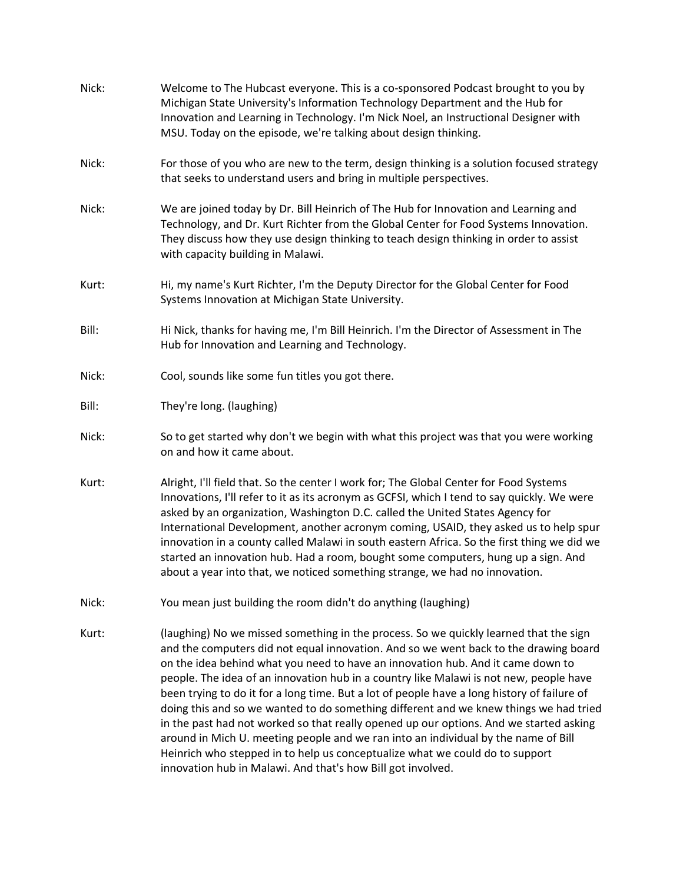Nick: Welcome to The Hubcast everyone. This is a co-sponsored Podcast brought to you by Michigan State University's Information Technology Department and the Hub for Innovation and Learning in Technology. I'm Nick Noel, an Instructional Designer with MSU. Today on the episode, we're talking about design thinking.

Nick: For those of you who are new to the term, design thinking is a solution focused strategy that seeks to understand users and bring in multiple perspectives.

Nick: We are joined today by Dr. Bill Heinrich of The Hub for Innovation and Learning and Technology, and Dr. Kurt Richter from the Global Center for Food Systems Innovation. They discuss how they use design thinking to teach design thinking in order to assist with capacity building in Malawi.

Kurt: Hi, my name's Kurt Richter, I'm the Deputy Director for the Global Center for Food Systems Innovation at Michigan State University.

Bill: Hi Nick, thanks for having me, I'm Bill Heinrich. I'm the Director of Assessment in The Hub for Innovation and Learning and Technology.

Nick: Cool, sounds like some fun titles you got there.

Bill: They're long. (laughing)

Nick: So to get started why don't we begin with what this project was that you were working on and how it came about.

Kurt: Alright, I'll field that. So the center I work for; The Global Center for Food Systems Innovations, I'll refer to it as its acronym as GCFSI, which I tend to say quickly. We were asked by an organization, Washington D.C. called the United States Agency for International Development, another acronym coming, USAID, they asked us to help spur innovation in a county called Malawi in south eastern Africa. So the first thing we did we started an innovation hub. Had a room, bought some computers, hung up a sign. And about a year into that, we noticed something strange, we had no innovation.

Nick: You mean just building the room didn't do anything (laughing)

Kurt: (laughing) No we missed something in the process. So we quickly learned that the sign and the computers did not equal innovation. And so we went back to the drawing board on the idea behind what you need to have an innovation hub. And it came down to people. The idea of an innovation hub in a country like Malawi is not new, people have been trying to do it for a long time. But a lot of people have a long history of failure of doing this and so we wanted to do something different and we knew things we had tried in the past had not worked so that really opened up our options. And we started asking around in Mich U. meeting people and we ran into an individual by the name of Bill Heinrich who stepped in to help us conceptualize what we could do to support innovation hub in Malawi. And that's how Bill got involved.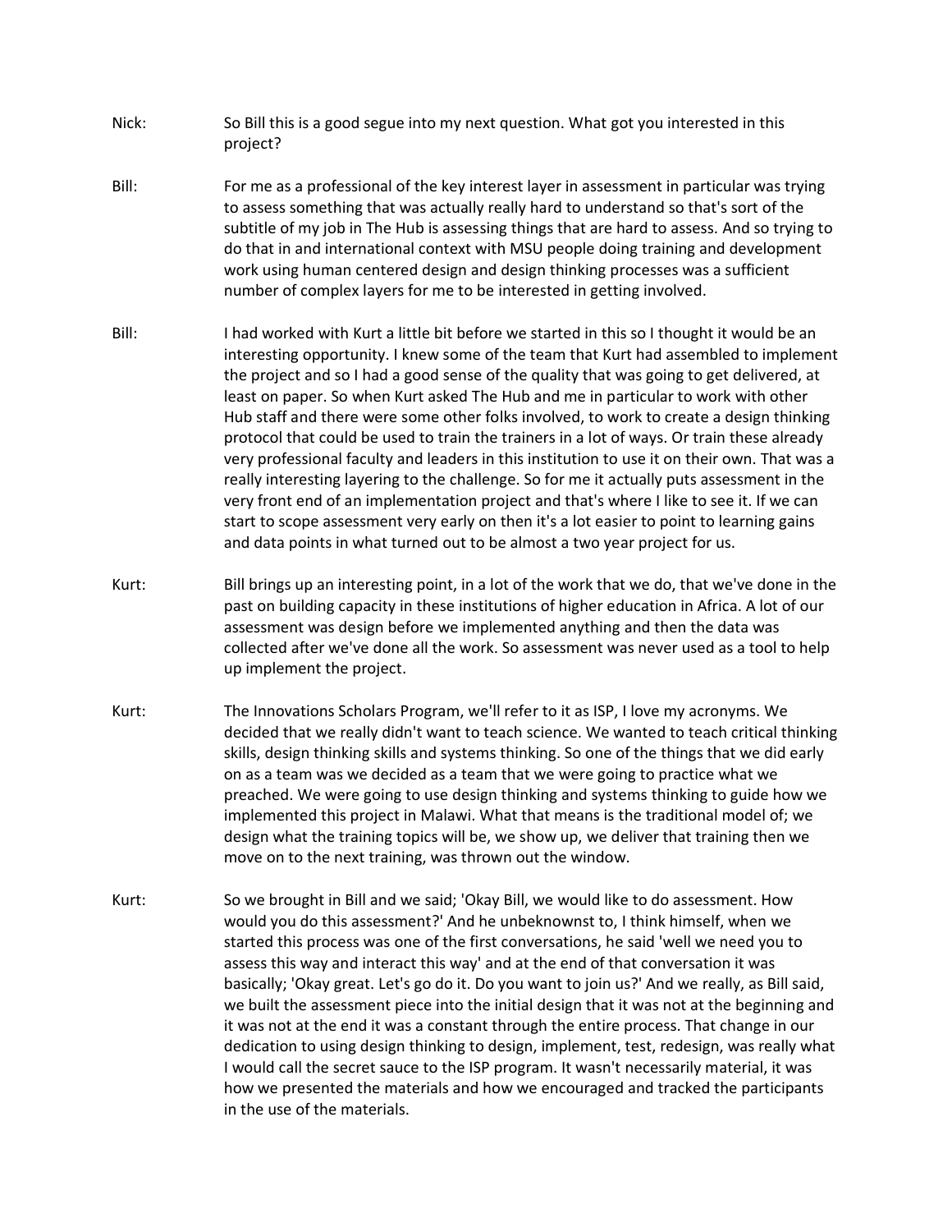Nick: So Bill this is a good segue into my next question. What got you interested in this project?

Bill: For me as a professional of the key interest layer in assessment in particular was trying to assess something that was actually really hard to understand so that's sort of the subtitle of my job in The Hub is assessing things that are hard to assess. And so trying to do that in and international context with MSU people doing training and development work using human centered design and design thinking processes was a sufficient number of complex layers for me to be interested in getting involved.

Bill: I had worked with Kurt a little bit before we started in this so I thought it would be an interesting opportunity. I knew some of the team that Kurt had assembled to implement the project and so I had a good sense of the quality that was going to get delivered, at least on paper. So when Kurt asked The Hub and me in particular to work with other Hub staff and there were some other folks involved, to work to create a design thinking protocol that could be used to train the trainers in a lot of ways. Or train these already very professional faculty and leaders in this institution to use it on their own. That was a really interesting layering to the challenge. So for me it actually puts assessment in the very front end of an implementation project and that's where I like to see it. If we can start to scope assessment very early on then it's a lot easier to point to learning gains and data points in what turned out to be almost a two year project for us.

Kurt: Bill brings up an interesting point, in a lot of the work that we do, that we've done in the past on building capacity in these institutions of higher education in Africa. A lot of our assessment was design before we implemented anything and then the data was collected after we've done all the work. So assessment was never used as a tool to help up implement the project.

Kurt: The Innovations Scholars Program, we'll refer to it as ISP, I love my acronyms. We decided that we really didn't want to teach science. We wanted to teach critical thinking skills, design thinking skills and systems thinking. So one of the things that we did early on as a team was we decided as a team that we were going to practice what we preached. We were going to use design thinking and systems thinking to guide how we implemented this project in Malawi. What that means is the traditional model of; we design what the training topics will be, we show up, we deliver that training then we move on to the next training, was thrown out the window.

Kurt: So we brought in Bill and we said; 'Okay Bill, we would like to do assessment. How would you do this assessment?' And he unbeknownst to, I think himself, when we started this process was one of the first conversations, he said 'well we need you to assess this way and interact this way' and at the end of that conversation it was basically; 'Okay great. Let's go do it. Do you want to join us?' And we really, as Bill said, we built the assessment piece into the initial design that it was not at the beginning and it was not at the end it was a constant through the entire process. That change in our dedication to using design thinking to design, implement, test, redesign, was really what I would call the secret sauce to the ISP program. It wasn't necessarily material, it was how we presented the materials and how we encouraged and tracked the participants in the use of the materials.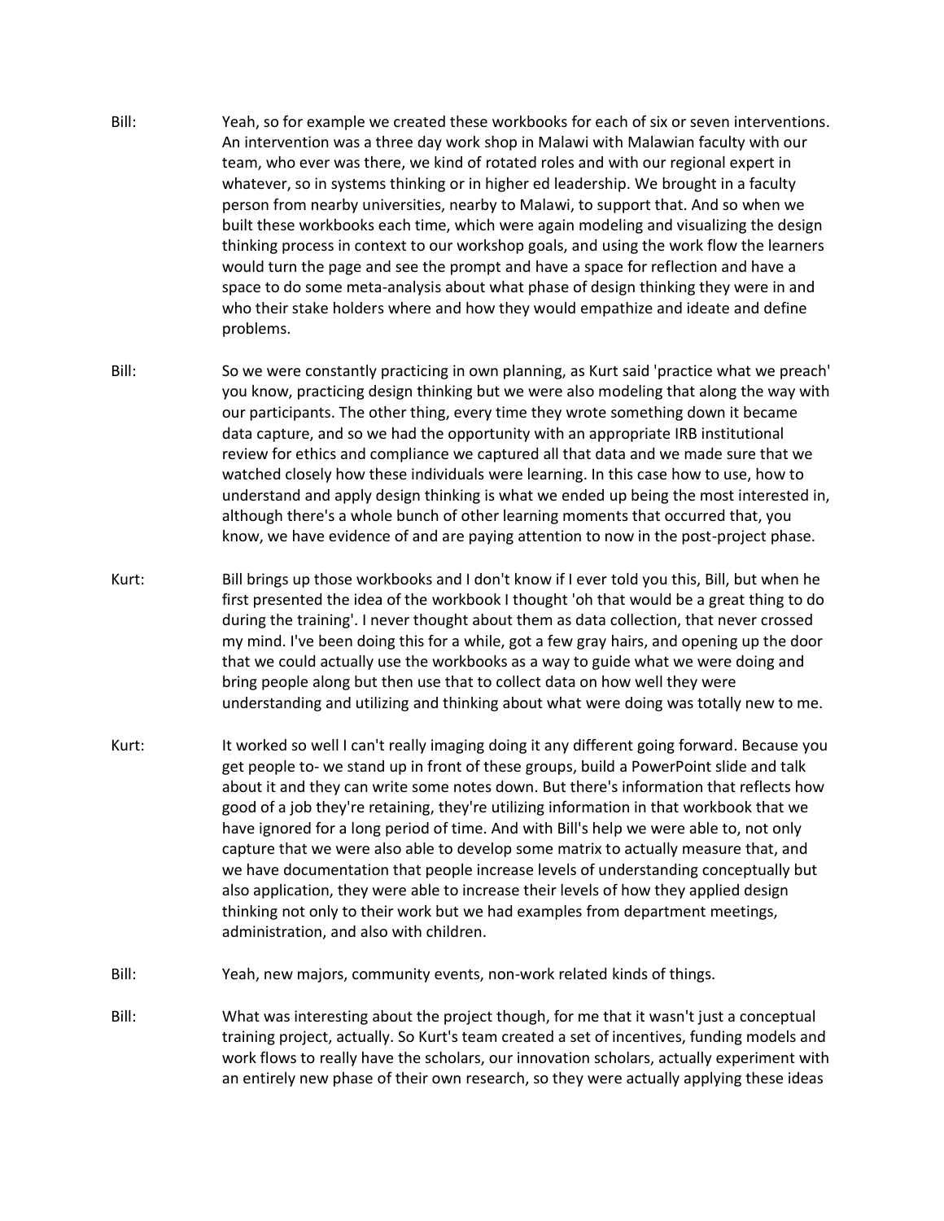Bill: Yeah, so for example we created these workbooks for each of six or seven interventions. An intervention was a three day work shop in Malawi with Malawian faculty with our team, who ever was there, we kind of rotated roles and with our regional expert in whatever, so in systems thinking or in higher ed leadership. We brought in a faculty person from nearby universities, nearby to Malawi, to support that. And so when we built these workbooks each time, which were again modeling and visualizing the design thinking process in context to our workshop goals, and using the work flow the learners would turn the page and see the prompt and have a space for reflection and have a space to do some meta-analysis about what phase of design thinking they were in and who their stake holders where and how they would empathize and ideate and define problems.

Bill: So we were constantly practicing in own planning, as Kurt said 'practice what we preach' you know, practicing design thinking but we were also modeling that along the way with our participants. The other thing, every time they wrote something down it became data capture, and so we had the opportunity with an appropriate IRB institutional review for ethics and compliance we captured all that data and we made sure that we watched closely how these individuals were learning. In this case how to use, how to understand and apply design thinking is what we ended up being the most interested in, although there's a whole bunch of other learning moments that occurred that, you know, we have evidence of and are paying attention to now in the post-project phase.

Kurt: Bill brings up those workbooks and I don't know if I ever told you this, Bill, but when he first presented the idea of the workbook I thought 'oh that would be a great thing to do during the training'. I never thought about them as data collection, that never crossed my mind. I've been doing this for a while, got a few gray hairs, and opening up the door that we could actually use the workbooks as a way to guide what we were doing and bring people along but then use that to collect data on how well they were understanding and utilizing and thinking about what were doing was totally new to me.

Kurt: It worked so well I can't really imaging doing it any different going forward. Because you get people to- we stand up in front of these groups, build a PowerPoint slide and talk about it and they can write some notes down. But there's information that reflects how good of a job they're retaining, they're utilizing information in that workbook that we have ignored for a long period of time. And with Bill's help we were able to, not only capture that we were also able to develop some matrix to actually measure that, and we have documentation that people increase levels of understanding conceptually but also application, they were able to increase their levels of how they applied design thinking not only to their work but we had examples from department meetings, administration, and also with children.

Bill: Yeah, new majors, community events, non-work related kinds of things.

Bill: What was interesting about the project though, for me that it wasn't just a conceptual training project, actually. So Kurt's team created a set of incentives, funding models and work flows to really have the scholars, our innovation scholars, actually experiment with an entirely new phase of their own research, so they were actually applying these ideas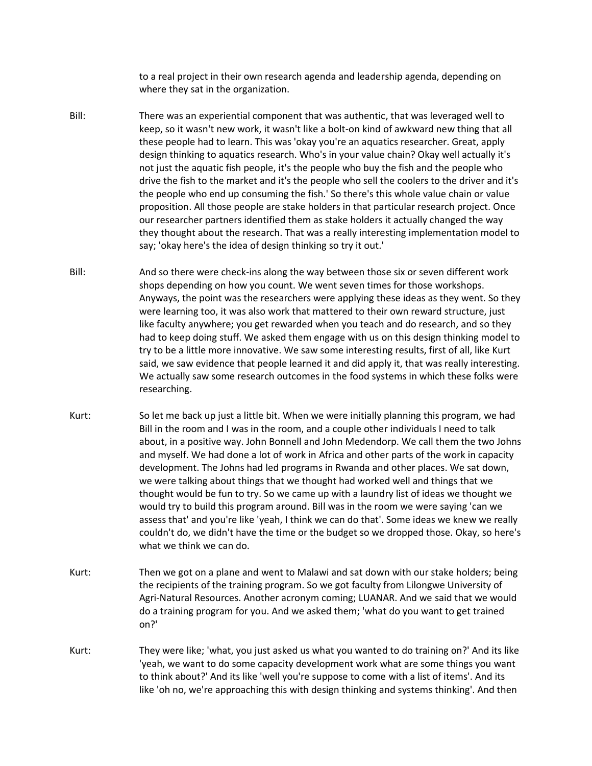to a real project in their own research agenda and leadership agenda, depending on where they sat in the organization.

Bill: There was an experiential component that was authentic, that was leveraged well to keep, so it wasn't new work, it wasn't like a bolt-on kind of awkward new thing that all these people had to learn. This was 'okay you're an aquatics researcher. Great, apply design thinking to aquatics research. Who's in your value chain? Okay well actually it's not just the aquatic fish people, it's the people who buy the fish and the people who drive the fish to the market and it's the people who sell the coolers to the driver and it's the people who end up consuming the fish.' So there's this whole value chain or value proposition. All those people are stake holders in that particular research project. Once our researcher partners identified them as stake holders it actually changed the way they thought about the research. That was a really interesting implementation model to say; 'okay here's the idea of design thinking so try it out.'

Bill: And so there were check-ins along the way between those six or seven different work shops depending on how you count. We went seven times for those workshops. Anyways, the point was the researchers were applying these ideas as they went. So they were learning too, it was also work that mattered to their own reward structure, just like faculty anywhere; you get rewarded when you teach and do research, and so they had to keep doing stuff. We asked them engage with us on this design thinking model to try to be a little more innovative. We saw some interesting results, first of all, like Kurt said, we saw evidence that people learned it and did apply it, that was really interesting. We actually saw some research outcomes in the food systems in which these folks were researching.

Kurt: So let me back up just a little bit. When we were initially planning this program, we had Bill in the room and I was in the room, and a couple other individuals I need to talk about, in a positive way. John Bonnell and John Medendorp. We call them the two Johns and myself. We had done a lot of work in Africa and other parts of the work in capacity development. The Johns had led programs in Rwanda and other places. We sat down, we were talking about things that we thought had worked well and things that we thought would be fun to try. So we came up with a laundry list of ideas we thought we would try to build this program around. Bill was in the room we were saying 'can we assess that' and you're like 'yeah, I think we can do that'. Some ideas we knew we really couldn't do, we didn't have the time or the budget so we dropped those. Okay, so here's what we think we can do.

Kurt: Then we got on a plane and went to Malawi and sat down with our stake holders; being the recipients of the training program. So we got faculty from Lilongwe University of Agri-Natural Resources. Another acronym coming; LUANAR. And we said that we would do a training program for you. And we asked them; 'what do you want to get trained on?'

Kurt: They were like; 'what, you just asked us what you wanted to do training on?' And its like 'yeah, we want to do some capacity development work what are some things you want to think about?' And its like 'well you're suppose to come with a list of items'. And its like 'oh no, we're approaching this with design thinking and systems thinking'. And then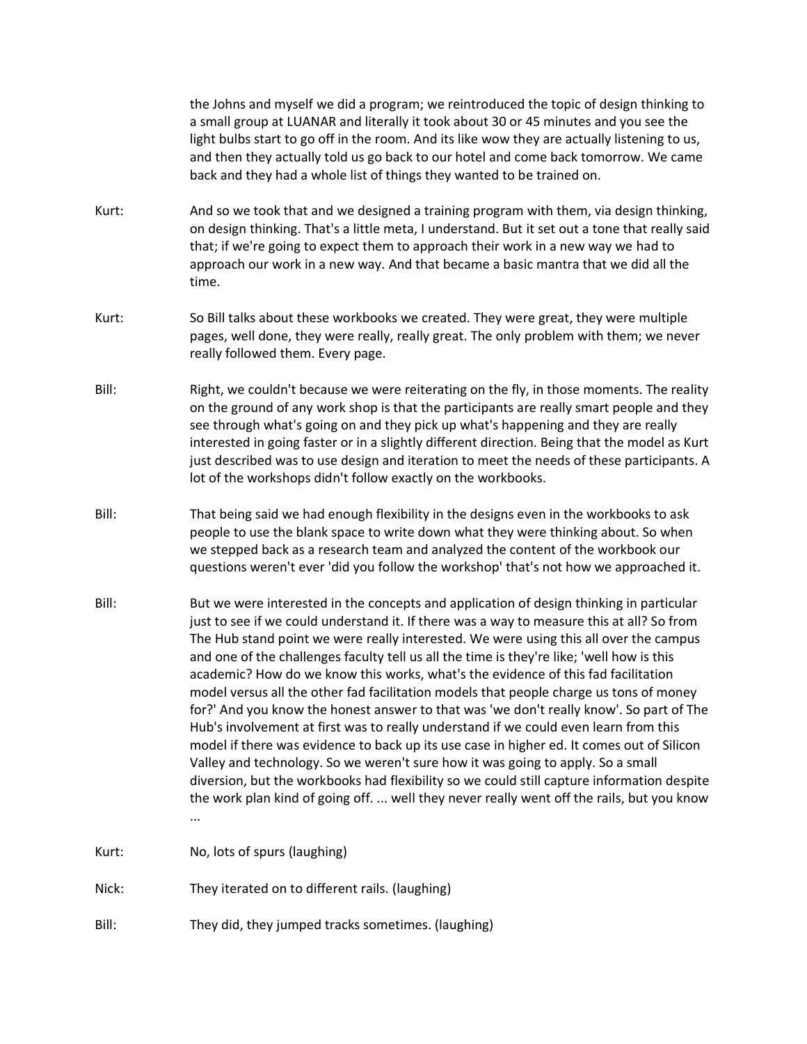the Johns and myself we did a program; we reintroduced the topic of design thinking to a small group at LUANAR and literally it took about 30 or 45 minutes and you see the light bulbs start to go off in the room. And its like wow they are actually listening to us, and then they actually told us go back to our hotel and come back tomorrow. We came back and they had a whole list of things they wanted to be trained on.

Kurt: And so we took that and we designed a training program with them, via design thinking, on design thinking. That's a little meta, I understand. But it set out a tone that really said that; if we're going to expect them to approach their work in a new way we had to approach our work in a new way. And that became a basic mantra that we did all the time.

Kurt: So Bill talks about these workbooks we created. They were great, they were multiple pages, well done, they were really, really great. The only problem with them; we never really followed them. Every page.

Bill: Right, we couldn't because we were reiterating on the fly, in those moments. The reality on the ground of any work shop is that the participants are really smart people and they see through what's going on and they pick up what's happening and they are really interested in going faster or in a slightly different direction. Being that the model as Kurt just described was to use design and iteration to meet the needs of these participants. A lot of the workshops didn't follow exactly on the workbooks.

Bill: That being said we had enough flexibility in the designs even in the workbooks to ask people to use the blank space to write down what they were thinking about. So when we stepped back as a research team and analyzed the content of the workbook our questions weren't ever 'did you follow the workshop' that's not how we approached it.

Bill: But we were interested in the concepts and application of design thinking in particular just to see if we could understand it. If there was a way to measure this at all? So from The Hub stand point we were really interested. We were using this all over the campus and one of the challenges faculty tell us all the time is they're like; 'well how is this academic? How do we know this works, what's the evidence of this fad facilitation model versus all the other fad facilitation models that people charge us tons of money for?' And you know the honest answer to that was 'we don't really know'. So part of The Hub's involvement at first was to really understand if we could even learn from this model if there was evidence to back up its use case in higher ed. It comes out of Silicon Valley and technology. So we weren't sure how it was going to apply. So a small diversion, but the workbooks had flexibility so we could still capture information despite the work plan kind of going off. ... well they never really went off the rails, but you know ...

Kurt: No, lots of spurs (laughing)

Nick: They iterated on to different rails. (laughing)

Bill: They did, they jumped tracks sometimes. (laughing)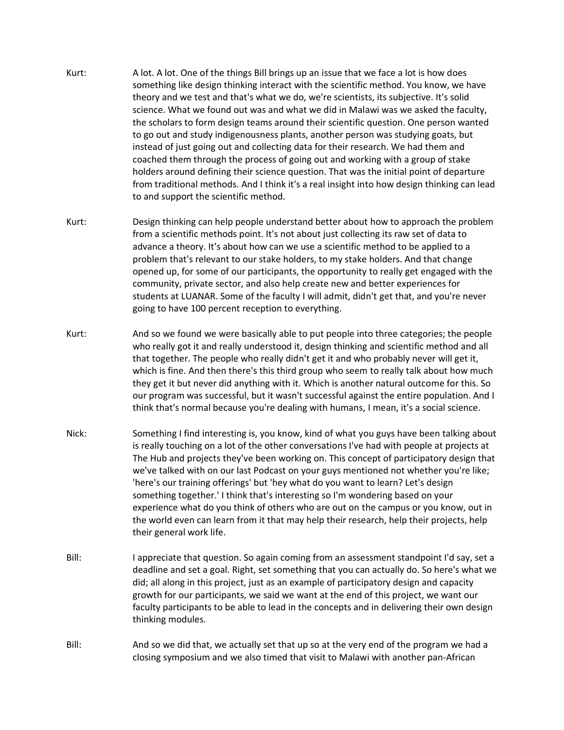Kurt: A lot. A lot. One of the things Bill brings up an issue that we face a lot is how does something like design thinking interact with the scientific method. You know, we have theory and we test and that's what we do, we're scientists, its subjective. It's solid science. What we found out was and what we did in Malawi was we asked the faculty, the scholars to form design teams around their scientific question. One person wanted to go out and study indigenousness plants, another person was studying goats, but instead of just going out and collecting data for their research. We had them and coached them through the process of going out and working with a group of stake holders around defining their science question. That was the initial point of departure from traditional methods. And I think it's a real insight into how design thinking can lead to and support the scientific method.

Kurt: Design thinking can help people understand better about how to approach the problem from a scientific methods point. It's not about just collecting its raw set of data to advance a theory. It's about how can we use a scientific method to be applied to a problem that's relevant to our stake holders, to my stake holders. And that change opened up, for some of our participants, the opportunity to really get engaged with the community, private sector, and also help create new and better experiences for students at LUANAR. Some of the faculty I will admit, didn't get that, and you're never going to have 100 percent reception to everything.

Kurt: And so we found we were basically able to put people into three categories; the people who really got it and really understood it, design thinking and scientific method and all that together. The people who really didn't get it and who probably never will get it, which is fine. And then there's this third group who seem to really talk about how much they get it but never did anything with it. Which is another natural outcome for this. So our program was successful, but it wasn't successful against the entire population. And I think that's normal because you're dealing with humans, I mean, it's a social science.

Nick: Something I find interesting is, you know, kind of what you guys have been talking about is really touching on a lot of the other conversations I've had with people at projects at The Hub and projects they've been working on. This concept of participatory design that we've talked with on our last Podcast on your guys mentioned not whether you're like; 'here's our training offerings' but 'hey what do you want to learn? Let's design something together.' I think that's interesting so I'm wondering based on your experience what do you think of others who are out on the campus or you know, out in the world even can learn from it that may help their research, help their projects, help their general work life.

Bill: I appreciate that question. So again coming from an assessment standpoint I'd say, set a deadline and set a goal. Right, set something that you can actually do. So here's what we did; all along in this project, just as an example of participatory design and capacity growth for our participants, we said we want at the end of this project, we want our faculty participants to be able to lead in the concepts and in delivering their own design thinking modules.

Bill: And so we did that, we actually set that up so at the very end of the program we had a closing symposium and we also timed that visit to Malawi with another pan-African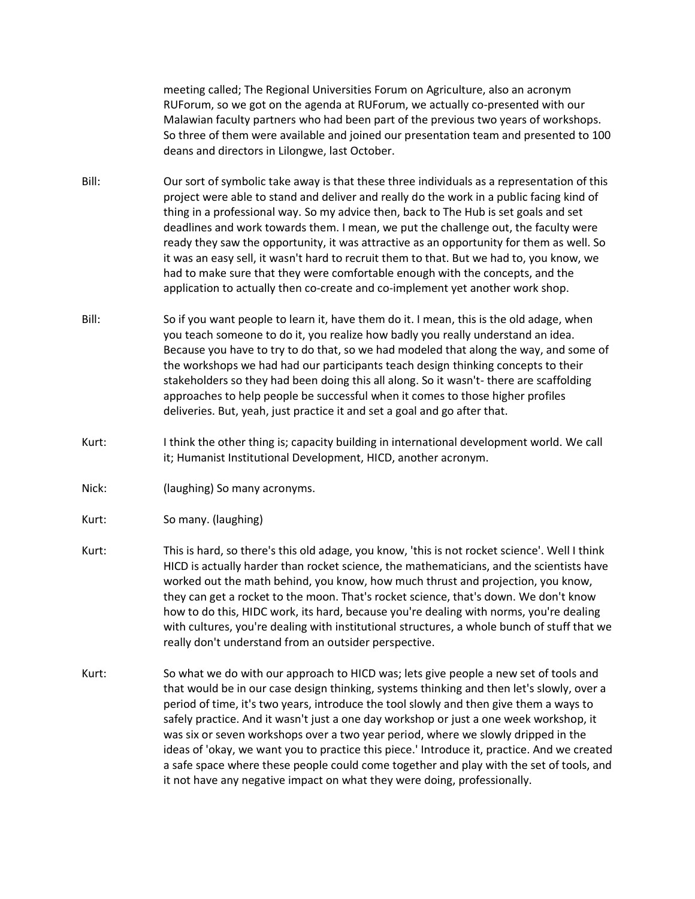meeting called; The Regional Universities Forum on Agriculture, also an acronym RUForum, so we got on the agenda at RUForum, we actually co-presented with our Malawian faculty partners who had been part of the previous two years of workshops. So three of them were available and joined our presentation team and presented to 100 deans and directors in Lilongwe, last October.

Bill: Our sort of symbolic take away is that these three individuals as a representation of this project were able to stand and deliver and really do the work in a public facing kind of thing in a professional way. So my advice then, back to The Hub is set goals and set deadlines and work towards them. I mean, we put the challenge out, the faculty were ready they saw the opportunity, it was attractive as an opportunity for them as well. So it was an easy sell, it wasn't hard to recruit them to that. But we had to, you know, we had to make sure that they were comfortable enough with the concepts, and the application to actually then co-create and co-implement yet another work shop.

Bill: So if you want people to learn it, have them do it. I mean, this is the old adage, when you teach someone to do it, you realize how badly you really understand an idea. Because you have to try to do that, so we had modeled that along the way, and some of the workshops we had had our participants teach design thinking concepts to their stakeholders so they had been doing this all along. So it wasn't- there are scaffolding approaches to help people be successful when it comes to those higher profiles deliveries. But, yeah, just practice it and set a goal and go after that.

Kurt: I think the other thing is; capacity building in international development world. We call it; Humanist Institutional Development, HICD, another acronym.

Nick: (laughing) So many acronyms.

Kurt: So many. (laughing)

Kurt: This is hard, so there's this old adage, you know, 'this is not rocket science'. Well I think HICD is actually harder than rocket science, the mathematicians, and the scientists have worked out the math behind, you know, how much thrust and projection, you know, they can get a rocket to the moon. That's rocket science, that's down. We don't know how to do this, HIDC work, its hard, because you're dealing with norms, you're dealing with cultures, you're dealing with institutional structures, a whole bunch of stuff that we really don't understand from an outsider perspective.

Kurt: So what we do with our approach to HICD was; lets give people a new set of tools and that would be in our case design thinking, systems thinking and then let's slowly, over a period of time, it's two years, introduce the tool slowly and then give them a ways to safely practice. And it wasn't just a one day workshop or just a one week workshop, it was six or seven workshops over a two year period, where we slowly dripped in the ideas of 'okay, we want you to practice this piece.' Introduce it, practice. And we created a safe space where these people could come together and play with the set of tools, and it not have any negative impact on what they were doing, professionally.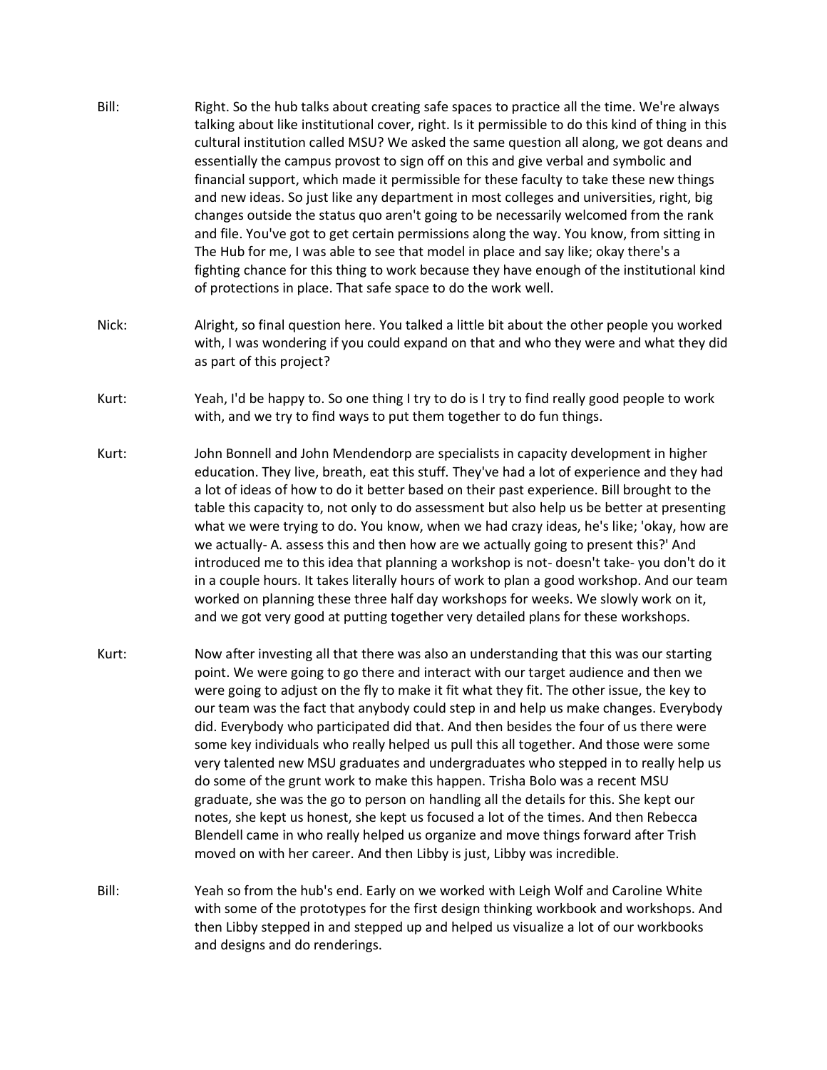Bill: Right. So the hub talks about creating safe spaces to practice all the time. We're always talking about like institutional cover, right. Is it permissible to do this kind of thing in this cultural institution called MSU? We asked the same question all along, we got deans and essentially the campus provost to sign off on this and give verbal and symbolic and financial support, which made it permissible for these faculty to take these new things and new ideas. So just like any department in most colleges and universities, right, big changes outside the status quo aren't going to be necessarily welcomed from the rank and file. You've got to get certain permissions along the way. You know, from sitting in The Hub for me, I was able to see that model in place and say like; okay there's a fighting chance for this thing to work because they have enough of the institutional kind of protections in place. That safe space to do the work well.

Nick: Alright, so final question here. You talked a little bit about the other people you worked with, I was wondering if you could expand on that and who they were and what they did as part of this project?

Kurt: Yeah, I'd be happy to. So one thing I try to do is I try to find really good people to work with, and we try to find ways to put them together to do fun things.

Kurt: John Bonnell and John Mendendorp are specialists in capacity development in higher education. They live, breath, eat this stuff. They've had a lot of experience and they had a lot of ideas of how to do it better based on their past experience. Bill brought to the table this capacity to, not only to do assessment but also help us be better at presenting what we were trying to do. You know, when we had crazy ideas, he's like; 'okay, how are we actually- A. assess this and then how are we actually going to present this?' And introduced me to this idea that planning a workshop is not- doesn't take- you don't do it in a couple hours. It takes literally hours of work to plan a good workshop. And our team worked on planning these three half day workshops for weeks. We slowly work on it, and we got very good at putting together very detailed plans for these workshops.

Kurt: Now after investing all that there was also an understanding that this was our starting point. We were going to go there and interact with our target audience and then we were going to adjust on the fly to make it fit what they fit. The other issue, the key to our team was the fact that anybody could step in and help us make changes. Everybody did. Everybody who participated did that. And then besides the four of us there were some key individuals who really helped us pull this all together. And those were some very talented new MSU graduates and undergraduates who stepped in to really help us do some of the grunt work to make this happen. Trisha Bolo was a recent MSU graduate, she was the go to person on handling all the details for this. She kept our notes, she kept us honest, she kept us focused a lot of the times. And then Rebecca Blendell came in who really helped us organize and move things forward after Trish moved on with her career. And then Libby is just, Libby was incredible.

Bill: Yeah so from the hub's end. Early on we worked with Leigh Wolf and Caroline White with some of the prototypes for the first design thinking workbook and workshops. And then Libby stepped in and stepped up and helped us visualize a lot of our workbooks and designs and do renderings.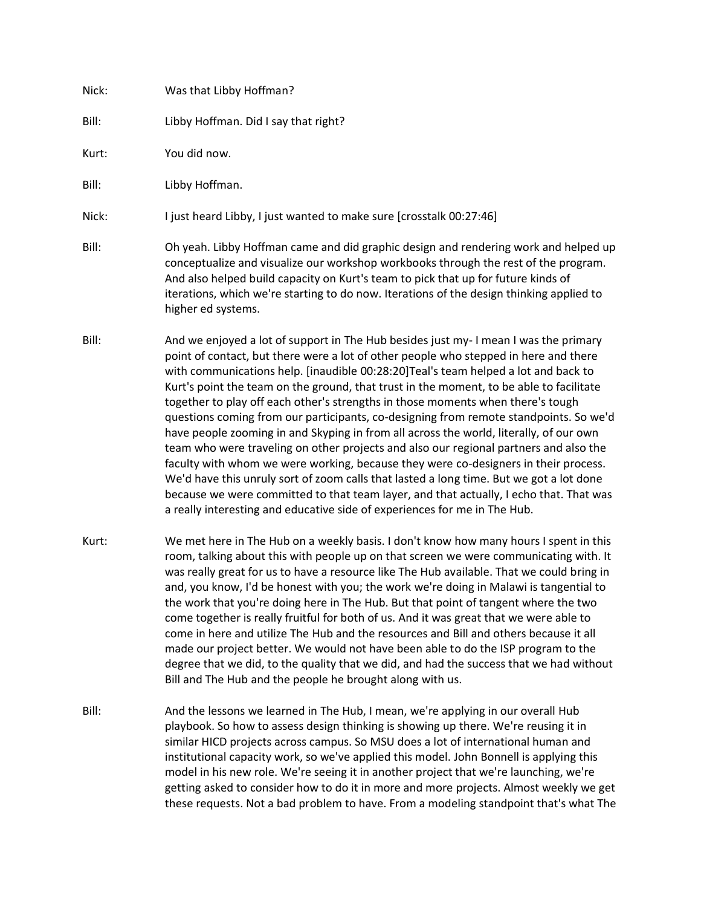Nick: Was that Libby Hoffman?

Bill: Libby Hoffman. Did I say that right?

Kurt: You did now.

Bill: Libby Hoffman.

Nick: I just heard Libby, I just wanted to make sure [crosstalk 00:27:46]

Bill: Oh yeah. Libby Hoffman came and did graphic design and rendering work and helped up conceptualize and visualize our workshop workbooks through the rest of the program. And also helped build capacity on Kurt's team to pick that up for future kinds of iterations, which we're starting to do now. Iterations of the design thinking applied to higher ed systems.

Bill: And we enjoyed a lot of support in The Hub besides just my- I mean I was the primary point of contact, but there were a lot of other people who stepped in here and there with communications help. [inaudible 00:28:20]Teal's team helped a lot and back to Kurt's point the team on the ground, that trust in the moment, to be able to facilitate together to play off each other's strengths in those moments when there's tough questions coming from our participants, co-designing from remote standpoints. So we'd have people zooming in and Skyping in from all across the world, literally, of our own team who were traveling on other projects and also our regional partners and also the faculty with whom we were working, because they were co-designers in their process. We'd have this unruly sort of zoom calls that lasted a long time. But we got a lot done because we were committed to that team layer, and that actually, I echo that. That was a really interesting and educative side of experiences for me in The Hub.

Kurt: We met here in The Hub on a weekly basis. I don't know how many hours I spent in this room, talking about this with people up on that screen we were communicating with. It was really great for us to have a resource like The Hub available. That we could bring in and, you know, I'd be honest with you; the work we're doing in Malawi is tangential to the work that you're doing here in The Hub. But that point of tangent where the two come together is really fruitful for both of us. And it was great that we were able to come in here and utilize The Hub and the resources and Bill and others because it all made our project better. We would not have been able to do the ISP program to the degree that we did, to the quality that we did, and had the success that we had without Bill and The Hub and the people he brought along with us.

Bill: And the lessons we learned in The Hub, I mean, we're applying in our overall Hub playbook. So how to assess design thinking is showing up there. We're reusing it in similar HICD projects across campus. So MSU does a lot of international human and institutional capacity work, so we've applied this model. John Bonnell is applying this model in his new role. We're seeing it in another project that we're launching, we're getting asked to consider how to do it in more and more projects. Almost weekly we get these requests. Not a bad problem to have. From a modeling standpoint that's what The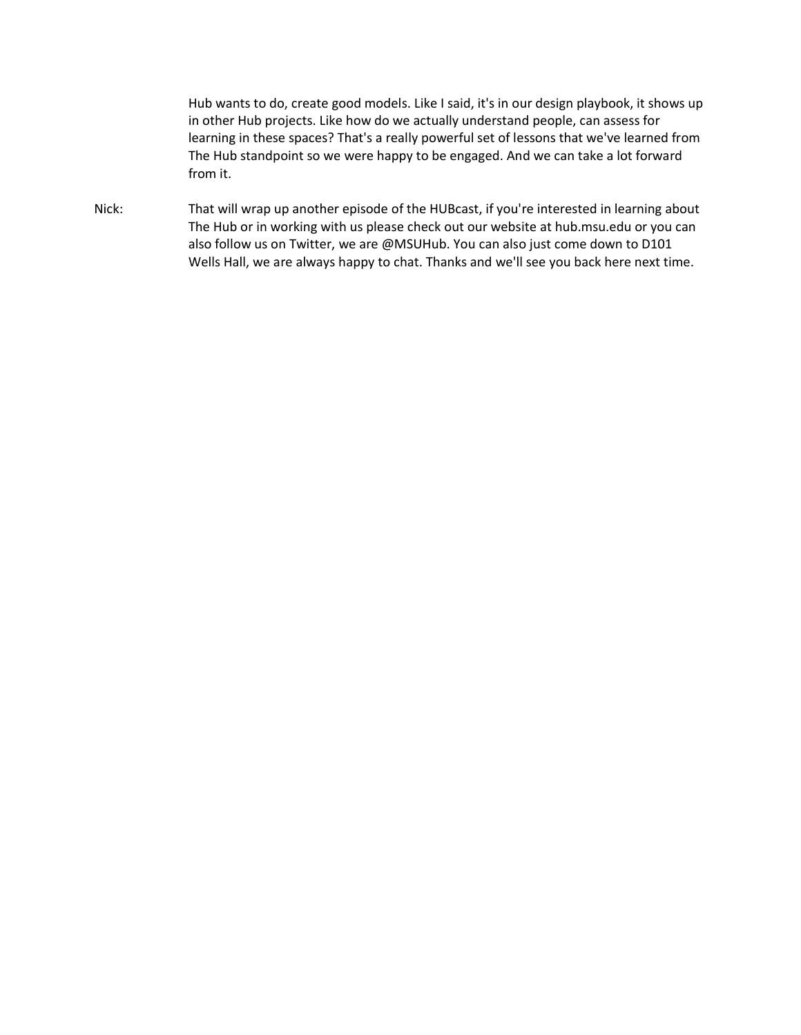Hub wants to do, create good models. Like I said, it's in our design playbook, it shows up in other Hub projects. Like how do we actually understand people, can assess for learning in these spaces? That's a really powerful set of lessons that we've learned from The Hub standpoint so we were happy to be engaged. And we can take a lot forward from it.

Nick: That will wrap up another episode of the HUBcast, if you're interested in learning about The Hub or in working with us please check out our website at hub.msu.edu or you can also follow us on Twitter, we are @MSUHub. You can also just come down to D101 Wells Hall, we are always happy to chat. Thanks and we'll see you back here next time.